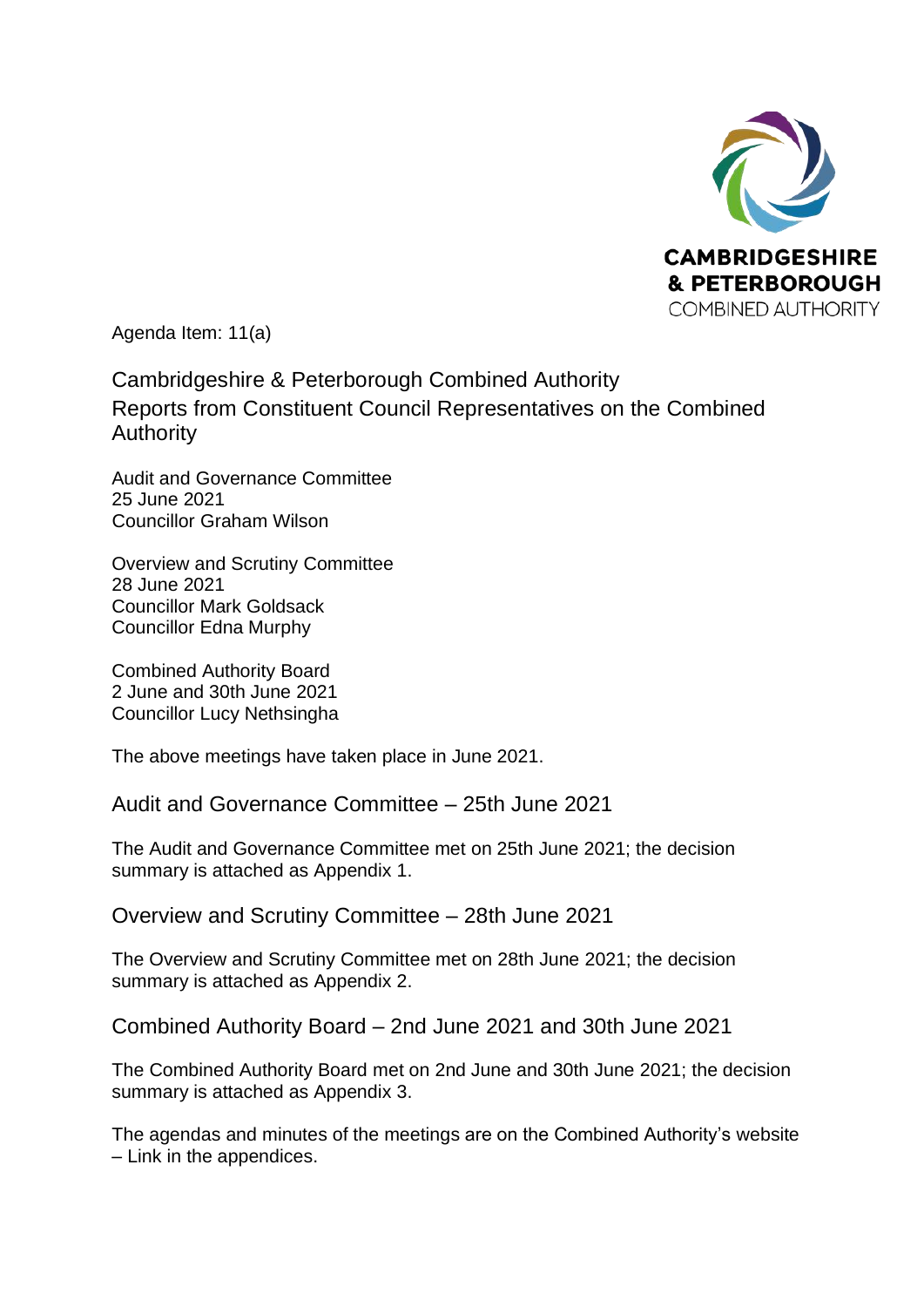CAMBRIDGESHIRE & PETERBOROUGH COMBINED AUTHORITY

Agenda Item: 11(a)

# Cambridgeshire & Peterborough Combined Authority

# Reports from Constituent Council Representatives on the Combined Authority

Audit and Governance Committee
25 June 2021
Councillor Graham Wilson

Overview and Scrutiny Committee
28 June 2021
Councillor Mark Goldsack
Councillor Edna Murphy

Combined Authority Board
2 June and 30th June 2021
Councillor Lucy Nethsingha

The above meetings have taken place in June 2021.

## Audit and Governance Committee – 25th June 2021

The Audit and Governance Committee met on 25th June 2021; the decision summary is attached as Appendix 1.

## Overview and Scrutiny Committee – 28th June 2021

The Overview and Scrutiny Committee met on 28th June 2021; the decision summary is attached as Appendix 2.

## Combined Authority Board – 2nd June 2021 and 30th June 2021

The Combined Authority Board met on 2nd June and 30th June 2021; the decision summary is attached as Appendix 3.

The agendas and minutes of the meetings are on the Combined Authority's website – Link in the appendices.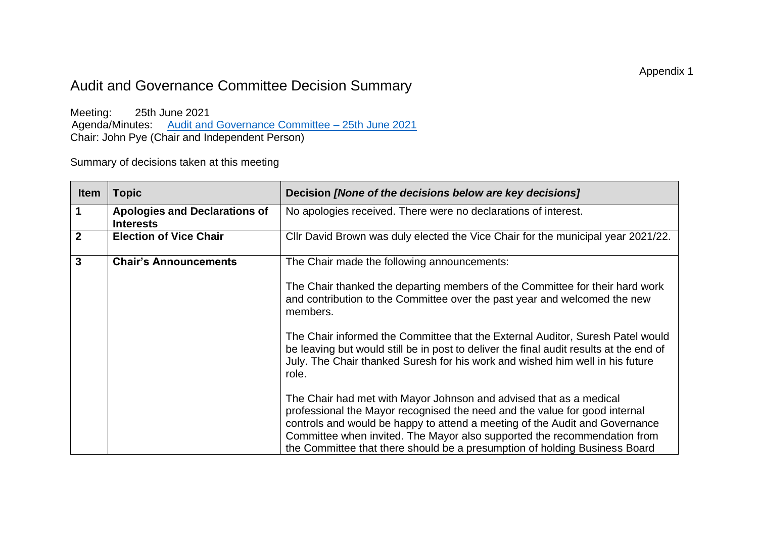Appendix 1

# Audit and Governance Committee Decision Summary

Meeting: 25th June 2021
Agenda/Minutes: [Audit and Governance Committee – 25th June 2021]
Chair: John Pye (Chair and Independent Person)

Summary of decisions taken at this meeting

| Item | Topic | Decision *[None of the decisions below are key decisions]* |
|---|---|---|
| **1** | **Apologies and Declarations of Interests** | No apologies received. There were no declarations of interest. |
| **2** | **Election of Vice Chair** | Cllr David Brown was duly elected the Vice Chair for the municipal year 2021/22. |
| **3** | **Chair's Announcements** | The Chair made the following announcements:<br><br>The Chair thanked the departing members of the Committee for their hard work and contribution to the Committee over the past year and welcomed the new members.<br><br>The Chair informed the Committee that the External Auditor, Suresh Patel would be leaving but would still be in post to deliver the final audit results at the end of July. The Chair thanked Suresh for his work and wished him well in his future role.<br><br>The Chair had met with Mayor Johnson and advised that as a medical professional the Mayor recognised the need and the value for good internal controls and would be happy to attend a meeting of the Audit and Governance Committee when invited. The Mayor also supported the recommendation from the Committee that there should be a presumption of holding Business Board |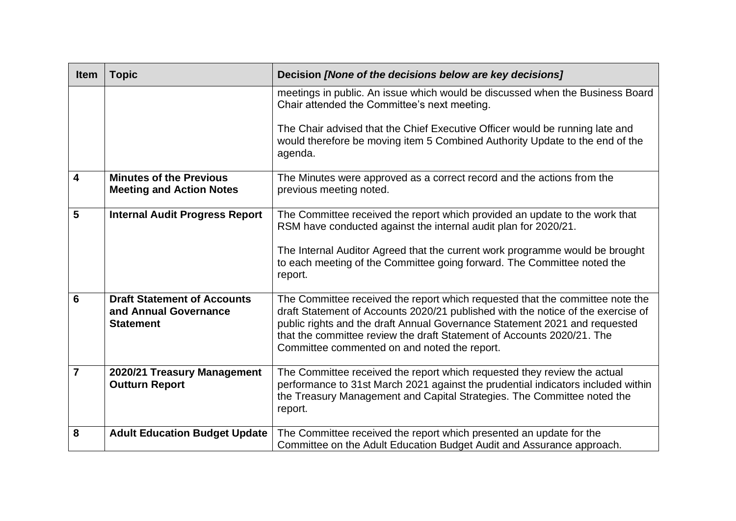| Item | Topic | Decision *[None of the decisions below are key decisions]* |
|---|---|---|
| | | meetings in public. An issue which would be discussed when the Business Board Chair attended the Committee's next meeting.<br><br>The Chair advised that the Chief Executive Officer would be running late and would therefore be moving item 5 Combined Authority Update to the end of the agenda. |
| **4** | **Minutes of the Previous Meeting and Action Notes** | The Minutes were approved as a correct record and the actions from the previous meeting noted. |
| **5** | **Internal Audit Progress Report** | The Committee received the report which provided an update to the work that RSM have conducted against the internal audit plan for 2020/21.<br><br>The Internal Auditor Agreed that the current work programme would be brought to each meeting of the Committee going forward. The Committee noted the report. |
| **6** | **Draft Statement of Accounts and Annual Governance Statement** | The Committee received the report which requested that the committee note the draft Statement of Accounts 2020/21 published with the notice of the exercise of public rights and the draft Annual Governance Statement 2021 and requested that the committee review the draft Statement of Accounts 2020/21. The Committee commented on and noted the report. |
| **7** | **2020/21 Treasury Management Outturn Report** | The Committee received the report which requested they review the actual performance to 31st March 2021 against the prudential indicators included within the Treasury Management and Capital Strategies. The Committee noted the report. |
| **8** | **Adult Education Budget Update** | The Committee received the report which presented an update for the Committee on the Adult Education Budget Audit and Assurance approach. |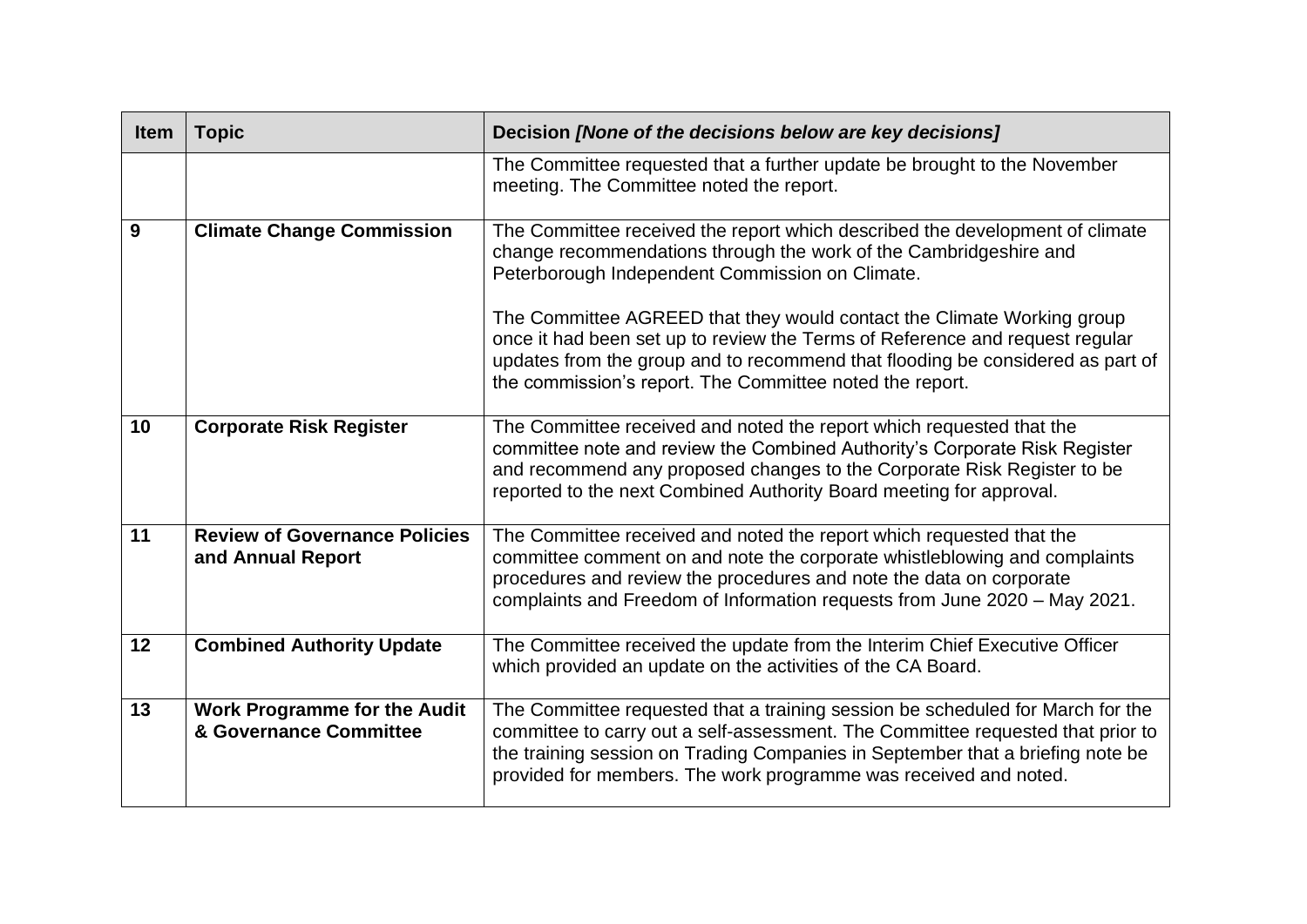| Item | Topic | Decision *[None of the decisions below are key decisions]* |
|---|---|---|
| | | The Committee requested that a further update be brought to the November meeting. The Committee noted the report. |
| **9** | **Climate Change Commission** | The Committee received the report which described the development of climate change recommendations through the work of the Cambridgeshire and Peterborough Independent Commission on Climate.<br><br>The Committee AGREED that they would contact the Climate Working group once it had been set up to review the Terms of Reference and request regular updates from the group and to recommend that flooding be considered as part of the commission's report. The Committee noted the report. |
| **10** | **Corporate Risk Register** | The Committee received and noted the report which requested that the committee note and review the Combined Authority's Corporate Risk Register and recommend any proposed changes to the Corporate Risk Register to be reported to the next Combined Authority Board meeting for approval. |
| **11** | **Review of Governance Policies and Annual Report** | The Committee received and noted the report which requested that the committee comment on and note the corporate whistleblowing and complaints procedures and review the procedures and note the data on corporate complaints and Freedom of Information requests from June 2020 – May 2021. |
| **12** | **Combined Authority Update** | The Committee received the update from the Interim Chief Executive Officer which provided an update on the activities of the CA Board. |
| **13** | **Work Programme for the Audit & Governance Committee** | The Committee requested that a training session be scheduled for March for the committee to carry out a self-assessment. The Committee requested that prior to the training session on Trading Companies in September that a briefing note be provided for members. The work programme was received and noted. |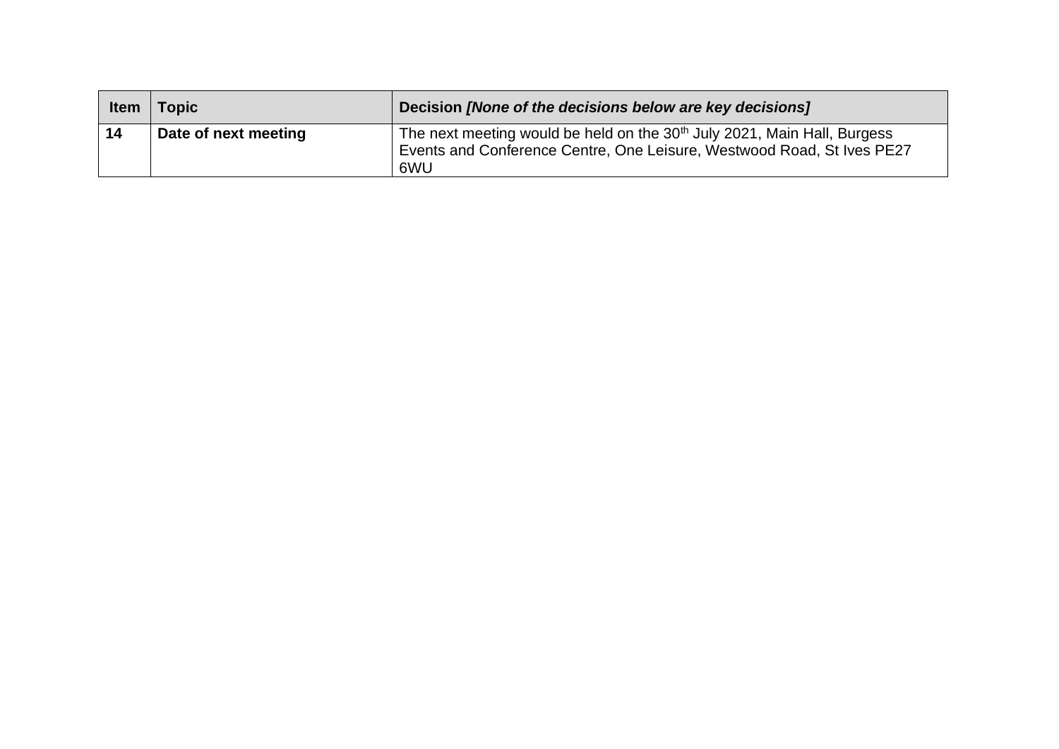| Item | Topic | Decision *[None of the decisions below are key decisions]* |
| --- | --- | --- |
| **14** | **Date of next meeting** | The next meeting would be held on the 30th July 2021, Main Hall, Burgess Events and Conference Centre, One Leisure, Westwood Road, St Ives PE27 6WU |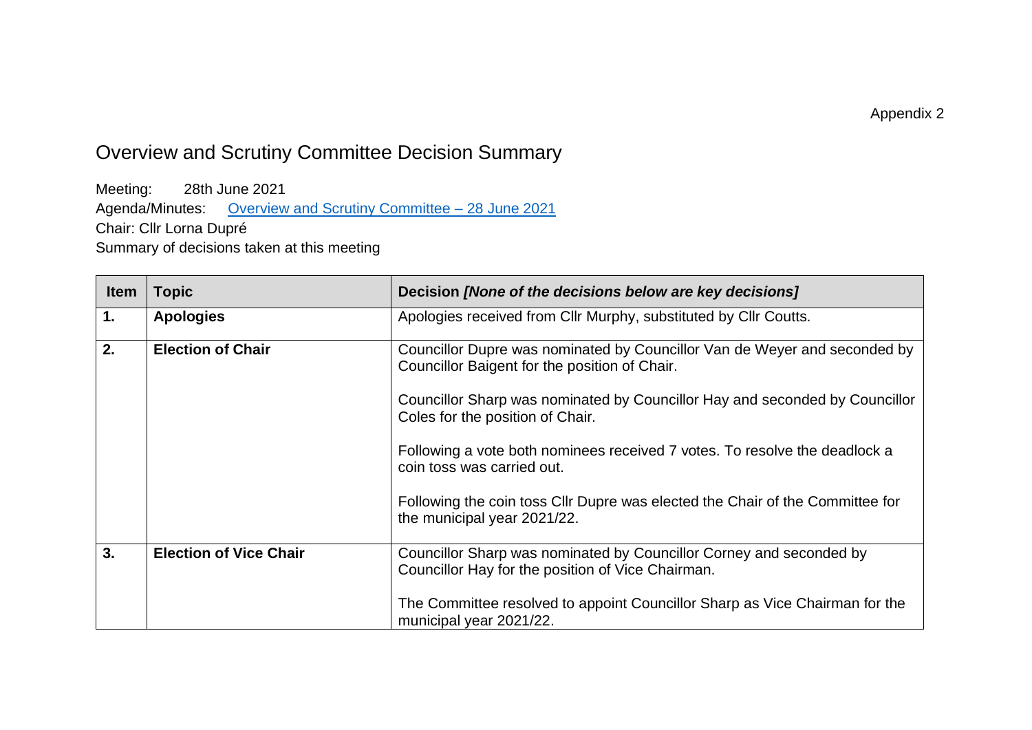Appendix 2

# Overview and Scrutiny Committee Decision Summary

Meeting: 28th June 2021
Agenda/Minutes: [Overview and Scrutiny Committee – 28 June 2021]
Chair: Cllr Lorna Dupré
Summary of decisions taken at this meeting

| Item | Topic | Decision *[None of the decisions below are key decisions]* |
|---|---|---|
| **1.** | **Apologies** | Apologies received from Cllr Murphy, substituted by Cllr Coutts. |
| **2.** | **Election of Chair** | Councillor Dupre was nominated by Councillor Van de Weyer and seconded by Councillor Baigent for the position of Chair.<br><br>Councillor Sharp was nominated by Councillor Hay and seconded by Councillor Coles for the position of Chair.<br><br>Following a vote both nominees received 7 votes. To resolve the deadlock a coin toss was carried out.<br><br>Following the coin toss Cllr Dupre was elected the Chair of the Committee for the municipal year 2021/22. |
| **3.** | **Election of Vice Chair** | Councillor Sharp was nominated by Councillor Corney and seconded by Councillor Hay for the position of Vice Chairman.<br><br>The Committee resolved to appoint Councillor Sharp as Vice Chairman for the municipal year 2021/22. |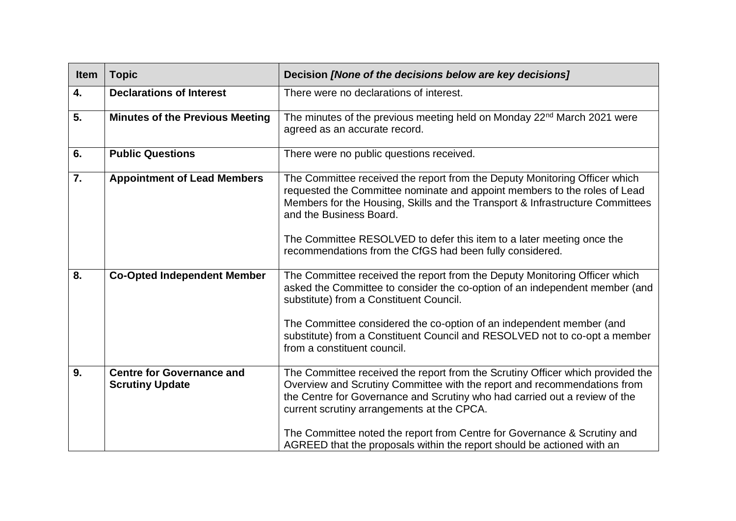| Item | Topic | Decision *[None of the decisions below are key decisions]* |
|---|---|---|
| **4.** | **Declarations of Interest** | There were no declarations of interest. |
| **5.** | **Minutes of the Previous Meeting** | The minutes of the previous meeting held on Monday 22nd March 2021 were agreed as an accurate record. |
| **6.** | **Public Questions** | There were no public questions received. |
| **7.** | **Appointment of Lead Members** | The Committee received the report from the Deputy Monitoring Officer which requested the Committee nominate and appoint members to the roles of Lead Members for the Housing, Skills and the Transport & Infrastructure Committees and the Business Board.<br><br>The Committee RESOLVED to defer this item to a later meeting once the recommendations from the CfGS had been fully considered. |
| **8.** | **Co-Opted Independent Member** | The Committee received the report from the Deputy Monitoring Officer which asked the Committee to consider the co-option of an independent member (and substitute) from a Constituent Council.<br><br>The Committee considered the co-option of an independent member (and substitute) from a Constituent Council and RESOLVED not to co-opt a member from a constituent council. |
| **9.** | **Centre for Governance and Scrutiny Update** | The Committee received the report from the Scrutiny Officer which provided the Overview and Scrutiny Committee with the report and recommendations from the Centre for Governance and Scrutiny who had carried out a review of the current scrutiny arrangements at the CPCA.<br><br>The Committee noted the report from Centre for Governance & Scrutiny and AGREED that the proposals within the report should be actioned with an |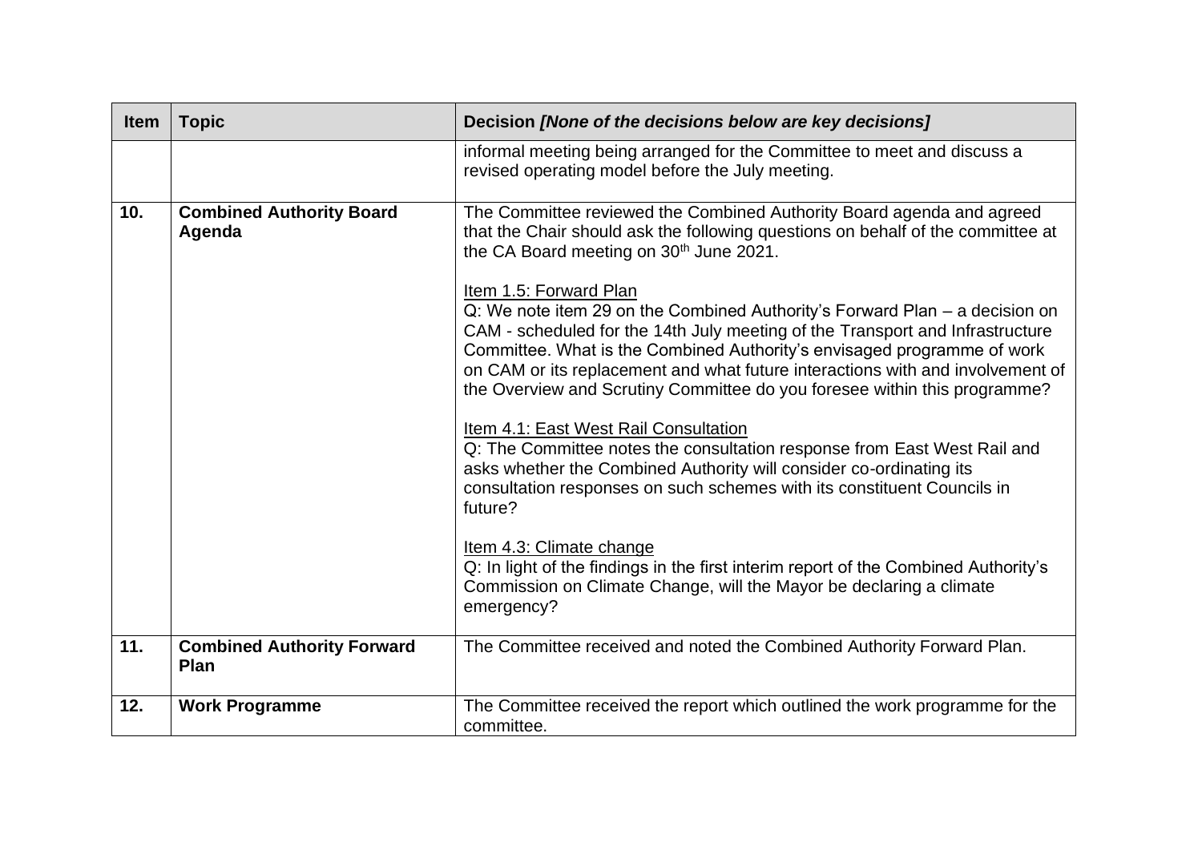| Item | Topic | Decision *[None of the decisions below are key decisions]* |
|---|---|---|
| | | informal meeting being arranged for the Committee to meet and discuss a revised operating model before the July meeting. |
| **10.** | **Combined Authority Board Agenda** | The Committee reviewed the Combined Authority Board agenda and agreed that the Chair should ask the following questions on behalf of the committee at the CA Board meeting on 30th June 2021.<br><br>Item 1.5: Forward Plan<br>Q: We note item 29 on the Combined Authority's Forward Plan – a decision on CAM - scheduled for the 14th July meeting of the Transport and Infrastructure Committee. What is the Combined Authority's envisaged programme of work on CAM or its replacement and what future interactions with and involvement of the Overview and Scrutiny Committee do you foresee within this programme?<br><br>Item 4.1: East West Rail Consultation<br>Q: The Committee notes the consultation response from East West Rail and asks whether the Combined Authority will consider co-ordinating its consultation responses on such schemes with its constituent Councils in future?<br><br>Item 4.3: Climate change<br>Q: In light of the findings in the first interim report of the Combined Authority's Commission on Climate Change, will the Mayor be declaring a climate emergency? |
| **11.** | **Combined Authority Forward Plan** | The Committee received and noted the Combined Authority Forward Plan. |
| **12.** | **Work Programme** | The Committee received the report which outlined the work programme for the committee. |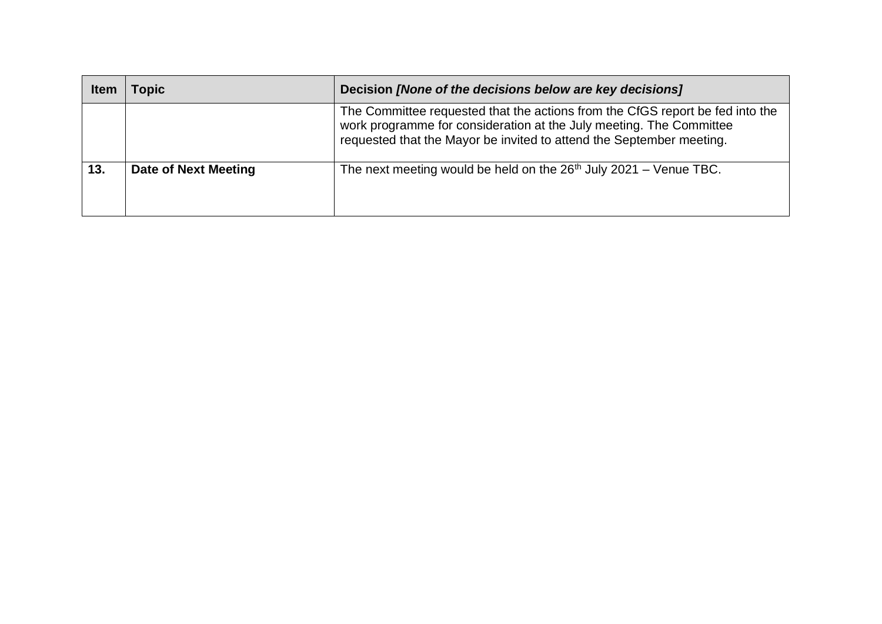| Item | Topic | Decision *[None of the decisions below are key decisions]* |
|---|---|---|
| | | The Committee requested that the actions from the CfGS report be fed into the work programme for consideration at the July meeting. The Committee requested that the Mayor be invited to attend the September meeting. |
| **13.** | **Date of Next Meeting** | The next meeting would be held on the 26th July 2021 – Venue TBC. |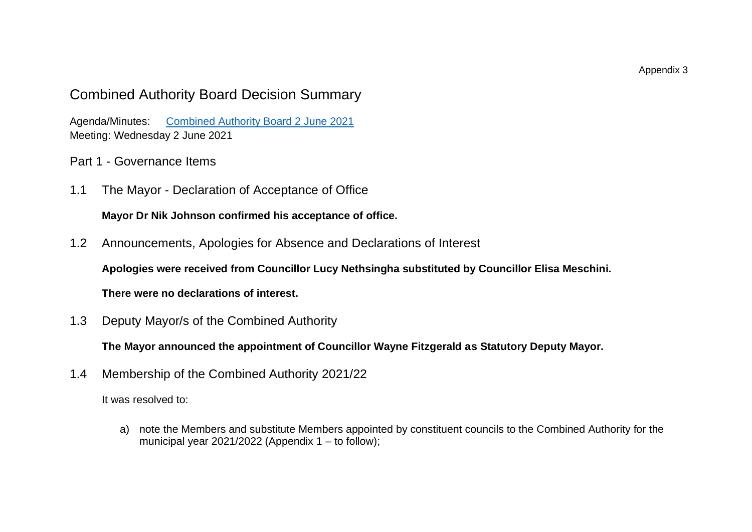Appendix 3

# Combined Authority Board Decision Summary

Agenda/Minutes: [Combined Authority Board 2 June 2021]
Meeting: Wednesday 2 June 2021

## Part 1 - Governance Items

### 1.1 The Mayor - Declaration of Acceptance of Office

**Mayor Dr Nik Johnson confirmed his acceptance of office.**

### 1.2 Announcements, Apologies for Absence and Declarations of Interest

**Apologies were received from Councillor Lucy Nethsingha substituted by Councillor Elisa Meschini.**

**There were no declarations of interest.**

### 1.3 Deputy Mayor/s of the Combined Authority

**The Mayor announced the appointment of Councillor Wayne Fitzgerald as Statutory Deputy Mayor.**

### 1.4 Membership of the Combined Authority 2021/22

It was resolved to:

a) note the Members and substitute Members appointed by constituent councils to the Combined Authority for the municipal year 2021/2022 (Appendix 1 – to follow);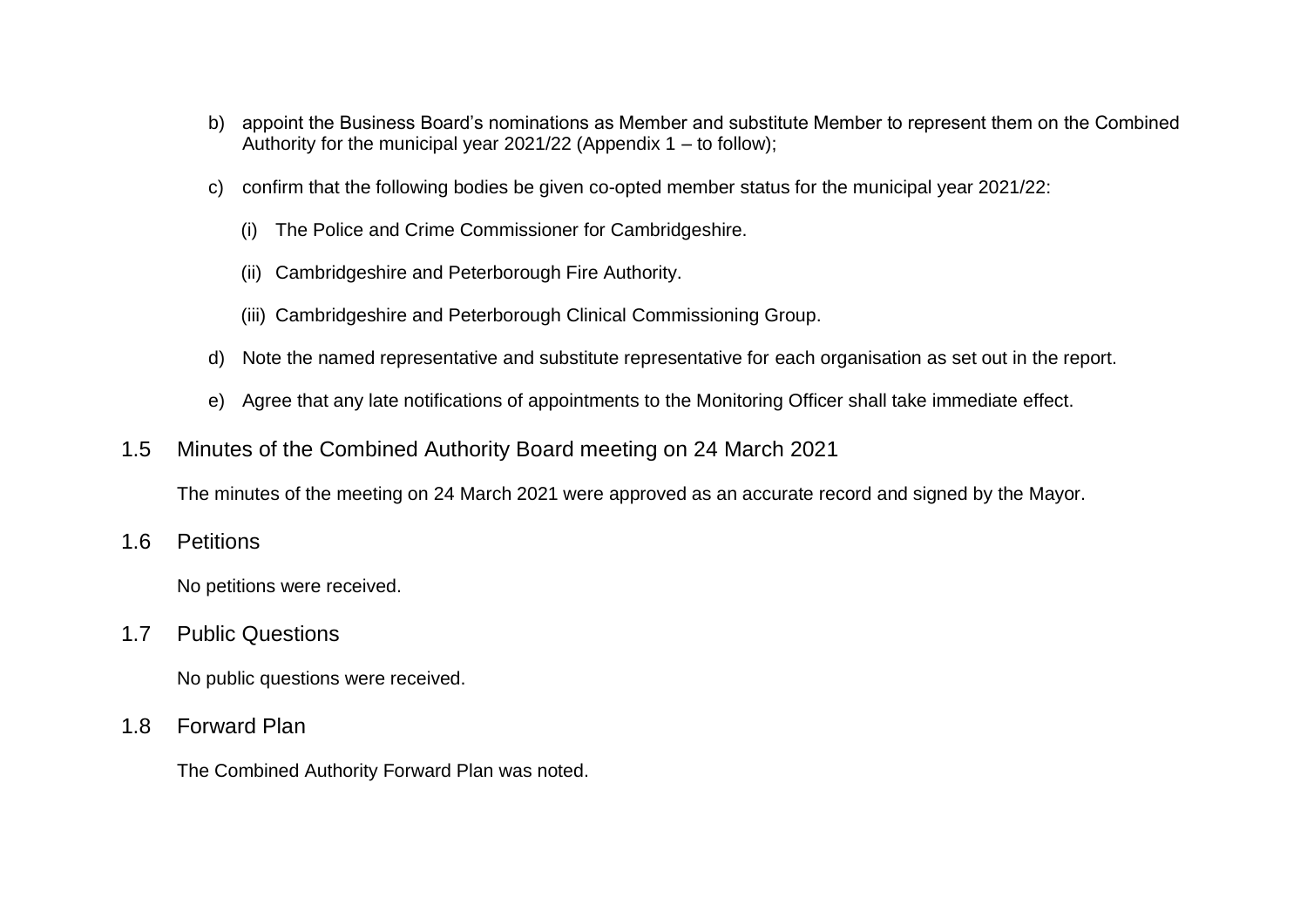b) appoint the Business Board's nominations as Member and substitute Member to represent them on the Combined Authority for the municipal year 2021/22 (Appendix 1 – to follow);

c) confirm that the following bodies be given co-opted member status for the municipal year 2021/22:

   (i) The Police and Crime Commissioner for Cambridgeshire.

   (ii) Cambridgeshire and Peterborough Fire Authority.

   (iii) Cambridgeshire and Peterborough Clinical Commissioning Group.

d) Note the named representative and substitute representative for each organisation as set out in the report.

e) Agree that any late notifications of appointments to the Monitoring Officer shall take immediate effect.

## 1.5 Minutes of the Combined Authority Board meeting on 24 March 2021

The minutes of the meeting on 24 March 2021 were approved as an accurate record and signed by the Mayor.

## 1.6 Petitions

No petitions were received.

## 1.7 Public Questions

No public questions were received.

## 1.8 Forward Plan

The Combined Authority Forward Plan was noted.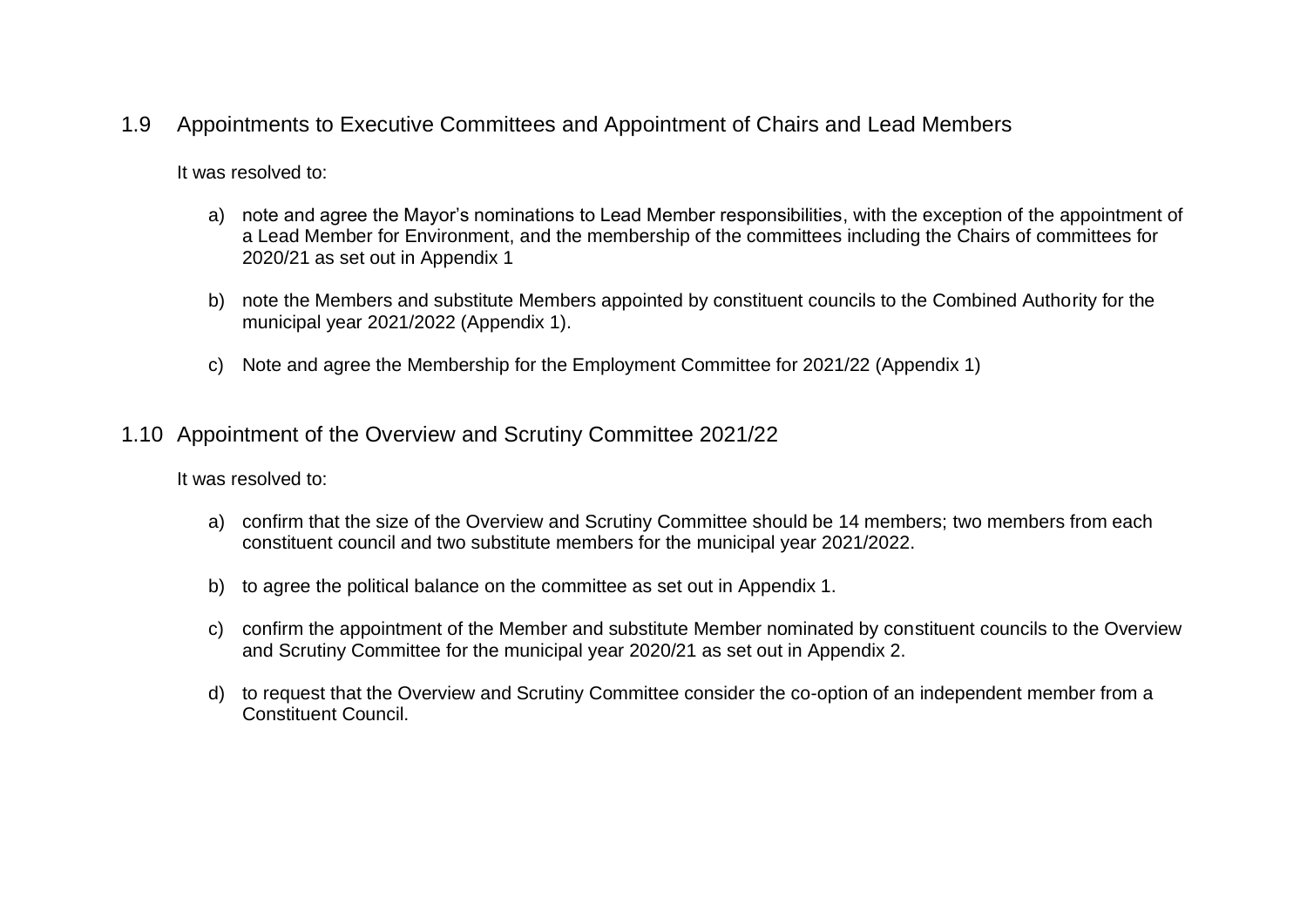## 1.9 Appointments to Executive Committees and Appointment of Chairs and Lead Members

It was resolved to:

a) note and agree the Mayor's nominations to Lead Member responsibilities, with the exception of the appointment of a Lead Member for Environment, and the membership of the committees including the Chairs of committees for 2020/21 as set out in Appendix 1

b) note the Members and substitute Members appointed by constituent councils to the Combined Authority for the municipal year 2021/2022 (Appendix 1).

c) Note and agree the Membership for the Employment Committee for 2021/22 (Appendix 1)

## 1.10 Appointment of the Overview and Scrutiny Committee 2021/22

It was resolved to:

a) confirm that the size of the Overview and Scrutiny Committee should be 14 members; two members from each constituent council and two substitute members for the municipal year 2021/2022.

b) to agree the political balance on the committee as set out in Appendix 1.

c) confirm the appointment of the Member and substitute Member nominated by constituent councils to the Overview and Scrutiny Committee for the municipal year 2020/21 as set out in Appendix 2.

d) to request that the Overview and Scrutiny Committee consider the co-option of an independent member from a Constituent Council.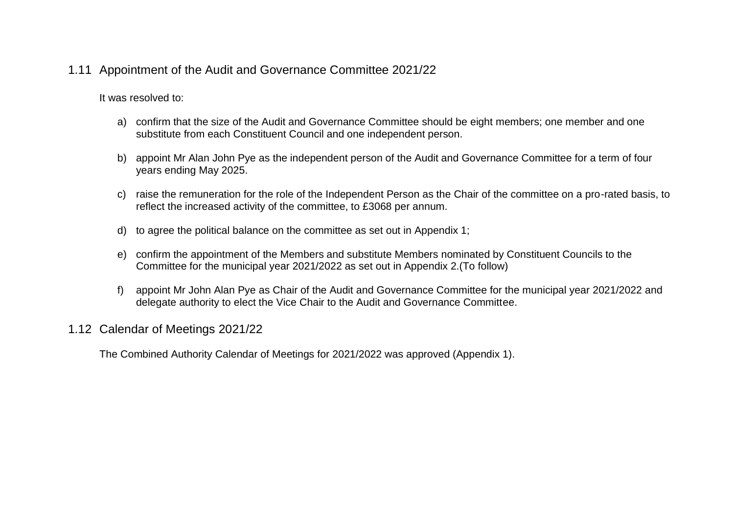## 1.11 Appointment of the Audit and Governance Committee 2021/22

It was resolved to:

a) confirm that the size of the Audit and Governance Committee should be eight members; one member and one substitute from each Constituent Council and one independent person.

b) appoint Mr Alan John Pye as the independent person of the Audit and Governance Committee for a term of four years ending May 2025.

c) raise the remuneration for the role of the Independent Person as the Chair of the committee on a pro-rated basis, to reflect the increased activity of the committee, to £3068 per annum.

d) to agree the political balance on the committee as set out in Appendix 1;

e) confirm the appointment of the Members and substitute Members nominated by Constituent Councils to the Committee for the municipal year 2021/2022 as set out in Appendix 2.(To follow)

f) appoint Mr John Alan Pye as Chair of the Audit and Governance Committee for the municipal year 2021/2022 and delegate authority to elect the Vice Chair to the Audit and Governance Committee.

## 1.12 Calendar of Meetings 2021/22

The Combined Authority Calendar of Meetings for 2021/2022 was approved (Appendix 1).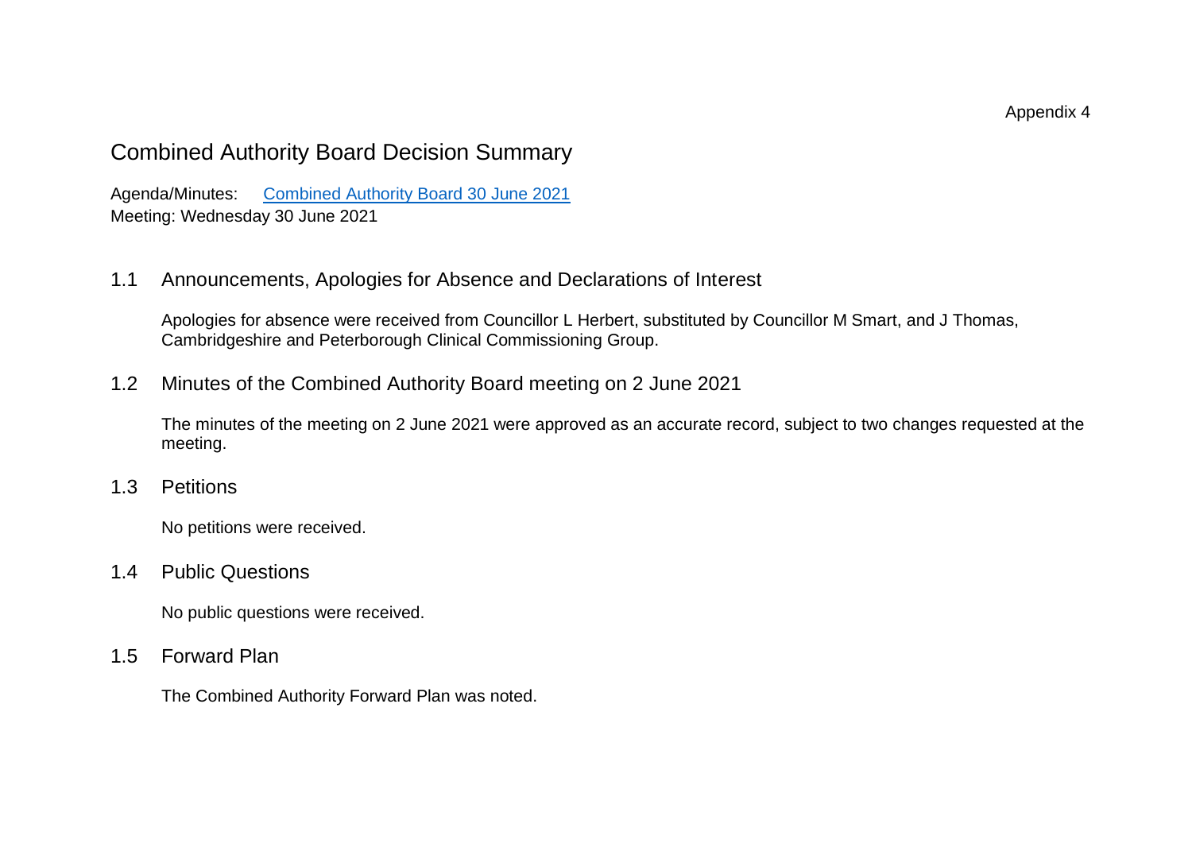Appendix 4

# Combined Authority Board Decision Summary

Agenda/Minutes: [Combined Authority Board 30 June 2021]
Meeting: Wednesday 30 June 2021

## 1.1 Announcements, Apologies for Absence and Declarations of Interest

Apologies for absence were received from Councillor L Herbert, substituted by Councillor M Smart, and J Thomas, Cambridgeshire and Peterborough Clinical Commissioning Group.

## 1.2 Minutes of the Combined Authority Board meeting on 2 June 2021

The minutes of the meeting on 2 June 2021 were approved as an accurate record, subject to two changes requested at the meeting.

## 1.3 Petitions

No petitions were received.

## 1.4 Public Questions

No public questions were received.

## 1.5 Forward Plan

The Combined Authority Forward Plan was noted.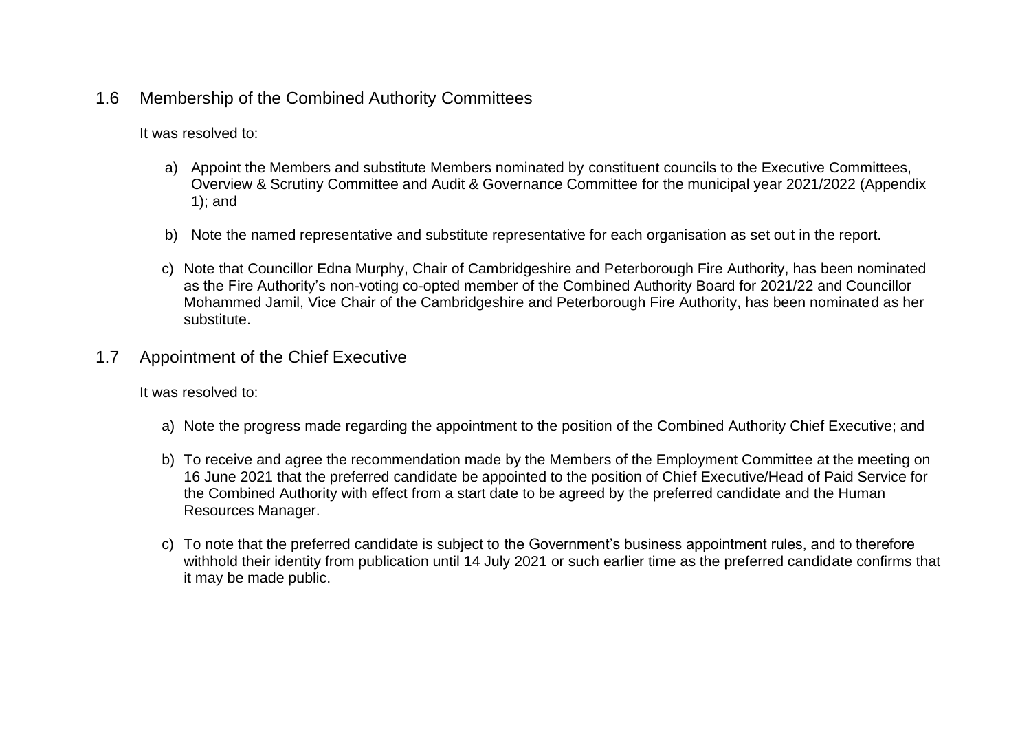## 1.6 Membership of the Combined Authority Committees

It was resolved to:

a) Appoint the Members and substitute Members nominated by constituent councils to the Executive Committees, Overview & Scrutiny Committee and Audit & Governance Committee for the municipal year 2021/2022 (Appendix 1); and

b) Note the named representative and substitute representative for each organisation as set out in the report.

c) Note that Councillor Edna Murphy, Chair of Cambridgeshire and Peterborough Fire Authority, has been nominated as the Fire Authority's non-voting co-opted member of the Combined Authority Board for 2021/22 and Councillor Mohammed Jamil, Vice Chair of the Cambridgeshire and Peterborough Fire Authority, has been nominated as her substitute.

## 1.7 Appointment of the Chief Executive

It was resolved to:

a) Note the progress made regarding the appointment to the position of the Combined Authority Chief Executive; and

b) To receive and agree the recommendation made by the Members of the Employment Committee at the meeting on 16 June 2021 that the preferred candidate be appointed to the position of Chief Executive/Head of Paid Service for the Combined Authority with effect from a start date to be agreed by the preferred candidate and the Human Resources Manager.

c) To note that the preferred candidate is subject to the Government's business appointment rules, and to therefore withhold their identity from publication until 14 July 2021 or such earlier time as the preferred candidate confirms that it may be made public.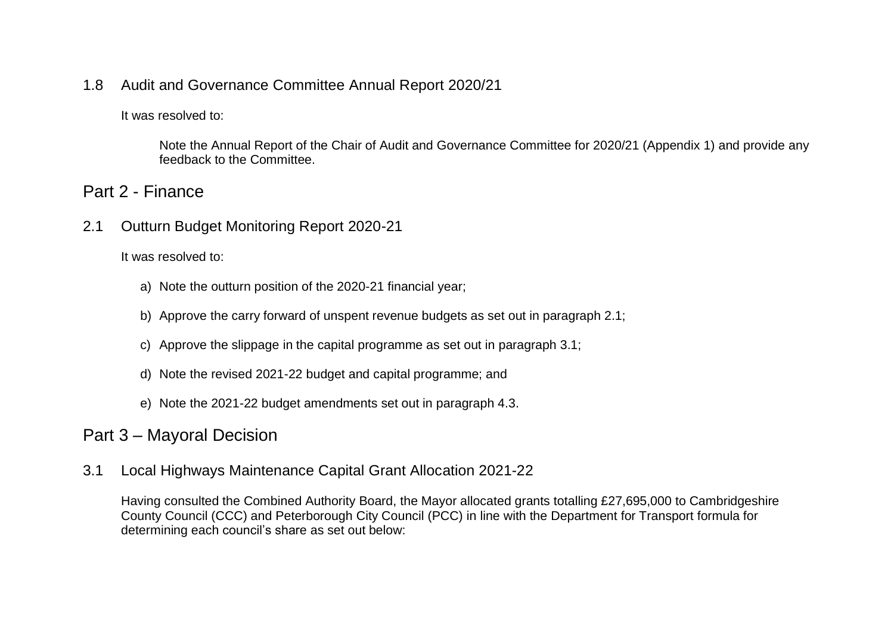### 1.8 Audit and Governance Committee Annual Report 2020/21

It was resolved to:

Note the Annual Report of the Chair of Audit and Governance Committee for 2020/21 (Appendix 1) and provide any feedback to the Committee.

## Part 2 - Finance

### 2.1 Outturn Budget Monitoring Report 2020-21

It was resolved to:

a) Note the outturn position of the 2020-21 financial year;

b) Approve the carry forward of unspent revenue budgets as set out in paragraph 2.1;

c) Approve the slippage in the capital programme as set out in paragraph 3.1;

d) Note the revised 2021-22 budget and capital programme; and

e) Note the 2021-22 budget amendments set out in paragraph 4.3.

## Part 3 – Mayoral Decision

### 3.1 Local Highways Maintenance Capital Grant Allocation 2021-22

Having consulted the Combined Authority Board, the Mayor allocated grants totalling £27,695,000 to Cambridgeshire County Council (CCC) and Peterborough City Council (PCC) in line with the Department for Transport formula for determining each council's share as set out below: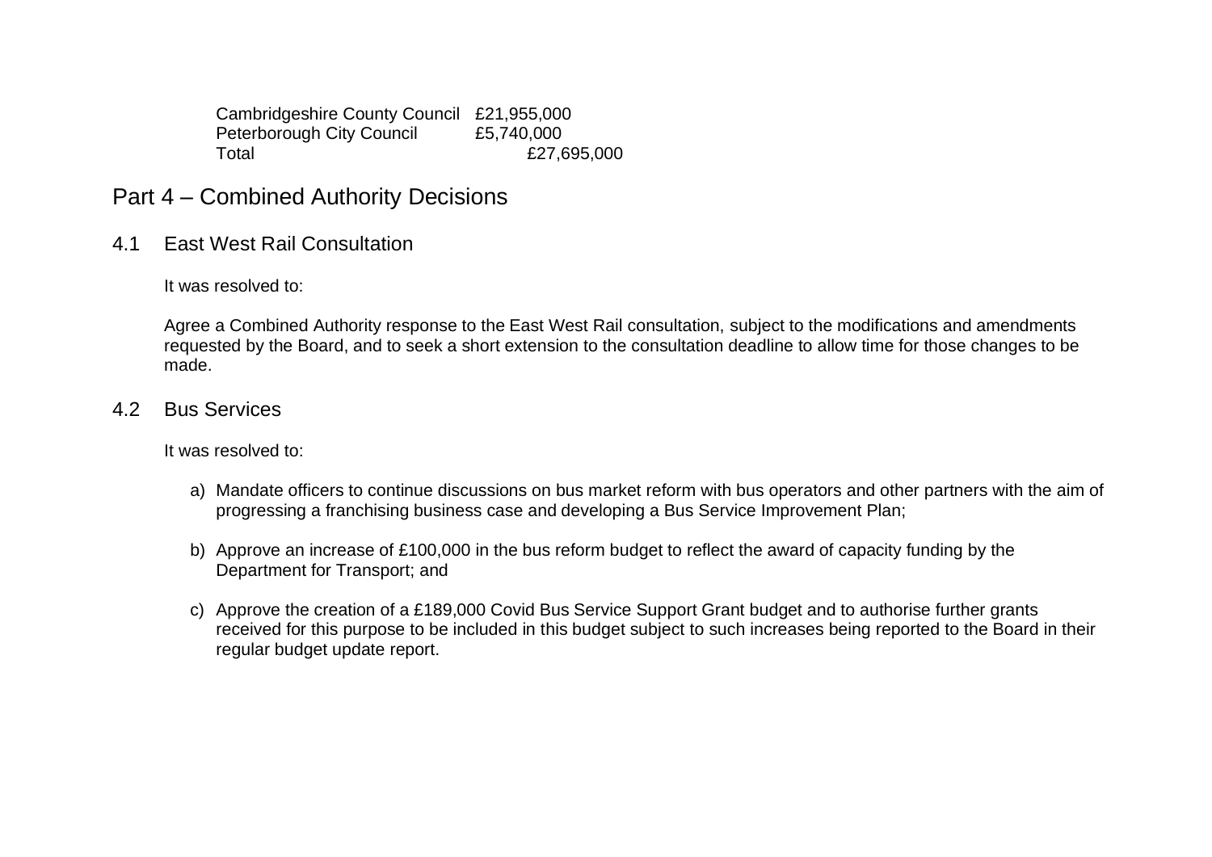| | |
|---|---|
| Cambridgeshire County Council | £21,955,000 |
| Peterborough City Council | £5,740,000 |
| Total | £27,695,000 |

## Part 4 – Combined Authority Decisions

### 4.1 East West Rail Consultation

It was resolved to:

Agree a Combined Authority response to the East West Rail consultation, subject to the modifications and amendments requested by the Board, and to seek a short extension to the consultation deadline to allow time for those changes to be made.

### 4.2 Bus Services

It was resolved to:

a) Mandate officers to continue discussions on bus market reform with bus operators and other partners with the aim of progressing a franchising business case and developing a Bus Service Improvement Plan;

b) Approve an increase of £100,000 in the bus reform budget to reflect the award of capacity funding by the Department for Transport; and

c) Approve the creation of a £189,000 Covid Bus Service Support Grant budget and to authorise further grants received for this purpose to be included in this budget subject to such increases being reported to the Board in their regular budget update report.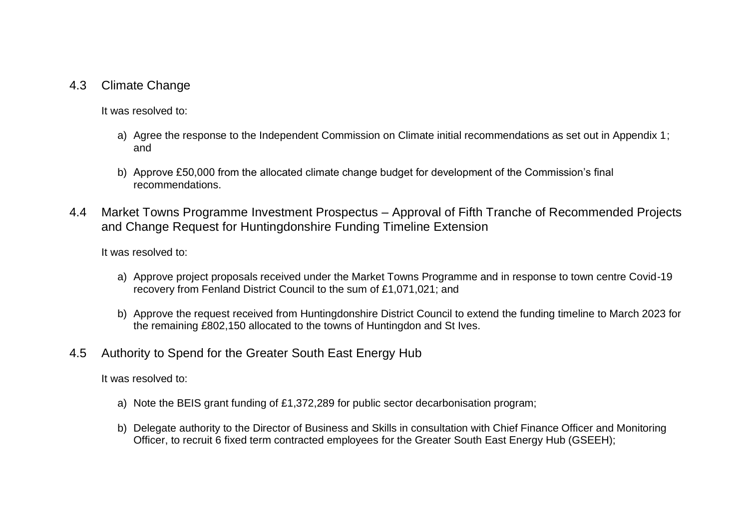## 4.3 Climate Change

It was resolved to:

a) Agree the response to the Independent Commission on Climate initial recommendations as set out in Appendix 1; and

b) Approve £50,000 from the allocated climate change budget for development of the Commission's final recommendations.

## 4.4 Market Towns Programme Investment Prospectus – Approval of Fifth Tranche of Recommended Projects and Change Request for Huntingdonshire Funding Timeline Extension

It was resolved to:

a) Approve project proposals received under the Market Towns Programme and in response to town centre Covid-19 recovery from Fenland District Council to the sum of £1,071,021; and

b) Approve the request received from Huntingdonshire District Council to extend the funding timeline to March 2023 for the remaining £802,150 allocated to the towns of Huntingdon and St Ives.

## 4.5 Authority to Spend for the Greater South East Energy Hub

It was resolved to:

a) Note the BEIS grant funding of £1,372,289 for public sector decarbonisation program;

b) Delegate authority to the Director of Business and Skills in consultation with Chief Finance Officer and Monitoring Officer, to recruit 6 fixed term contracted employees for the Greater South East Energy Hub (GSEEH);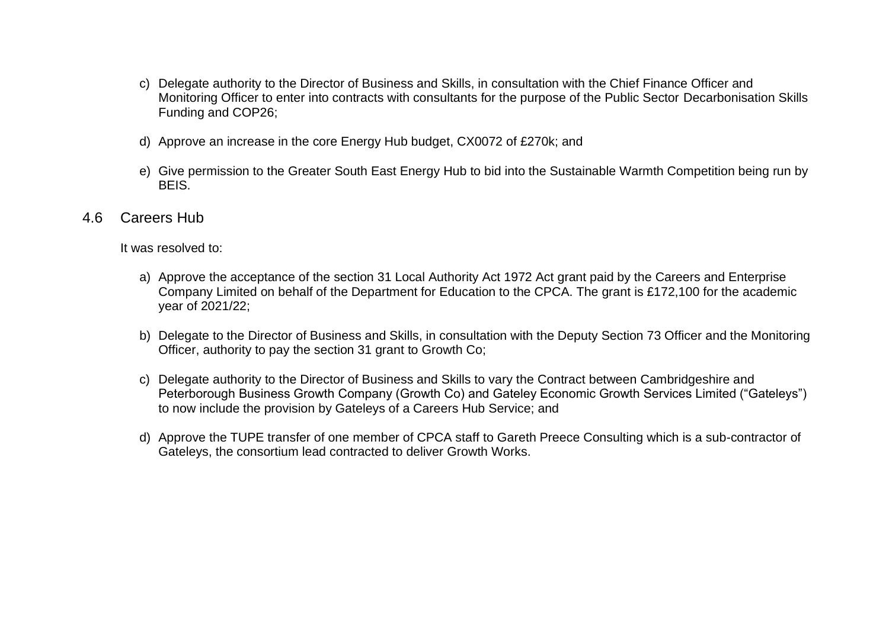c) Delegate authority to the Director of Business and Skills, in consultation with the Chief Finance Officer and Monitoring Officer to enter into contracts with consultants for the purpose of the Public Sector Decarbonisation Skills Funding and COP26;

d) Approve an increase in the core Energy Hub budget, CX0072 of £270k; and

e) Give permission to the Greater South East Energy Hub to bid into the Sustainable Warmth Competition being run by BEIS.

## 4.6 Careers Hub

It was resolved to:

a) Approve the acceptance of the section 31 Local Authority Act 1972 Act grant paid by the Careers and Enterprise Company Limited on behalf of the Department for Education to the CPCA. The grant is £172,100 for the academic year of 2021/22;

b) Delegate to the Director of Business and Skills, in consultation with the Deputy Section 73 Officer and the Monitoring Officer, authority to pay the section 31 grant to Growth Co;

c) Delegate authority to the Director of Business and Skills to vary the Contract between Cambridgeshire and Peterborough Business Growth Company (Growth Co) and Gateley Economic Growth Services Limited ("Gateleys") to now include the provision by Gateleys of a Careers Hub Service; and

d) Approve the TUPE transfer of one member of CPCA staff to Gareth Preece Consulting which is a sub-contractor of Gateleys, the consortium lead contracted to deliver Growth Works.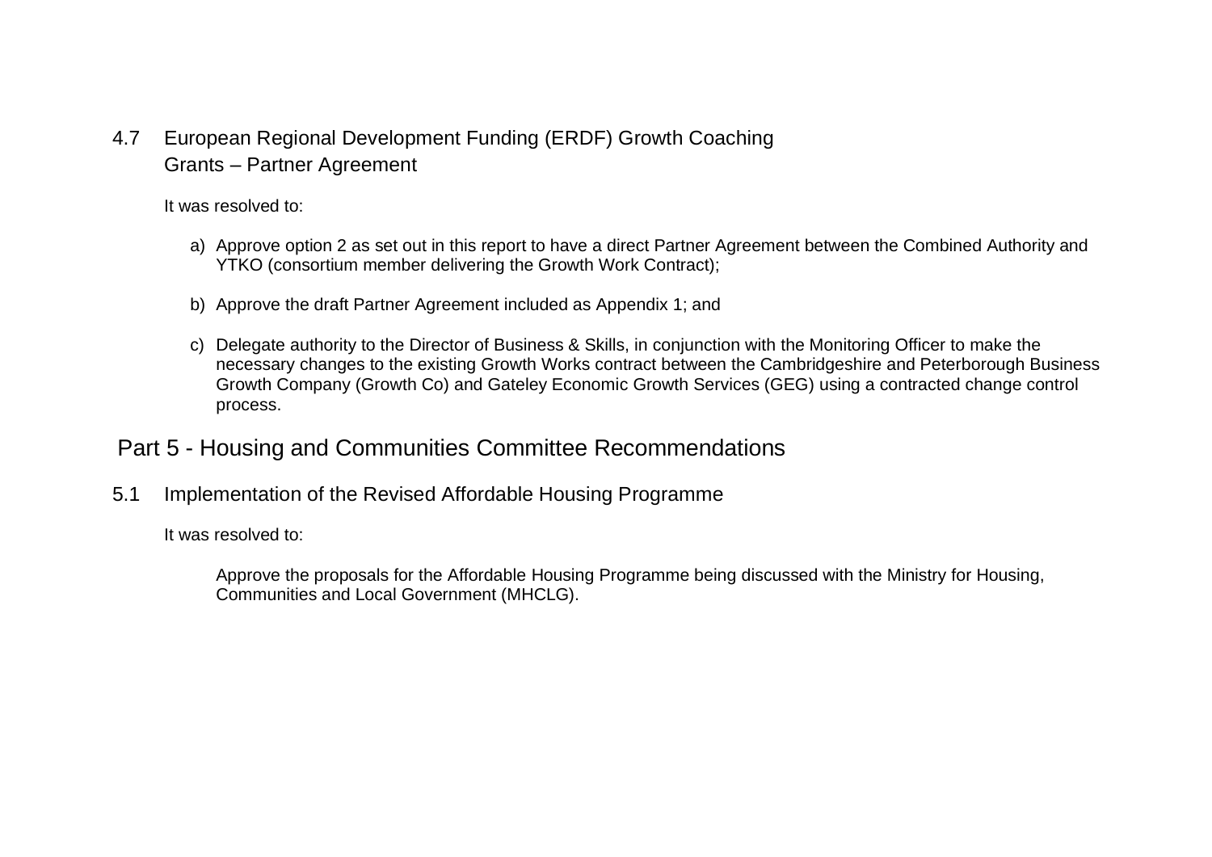4.7 European Regional Development Funding (ERDF) Growth Coaching Grants – Partner Agreement

It was resolved to:

a) Approve option 2 as set out in this report to have a direct Partner Agreement between the Combined Authority and YTKO (consortium member delivering the Growth Work Contract);

b) Approve the draft Partner Agreement included as Appendix 1; and

c) Delegate authority to the Director of Business & Skills, in conjunction with the Monitoring Officer to make the necessary changes to the existing Growth Works contract between the Cambridgeshire and Peterborough Business Growth Company (Growth Co) and Gateley Economic Growth Services (GEG) using a contracted change control process.

## Part 5 - Housing and Communities Committee Recommendations

5.1 Implementation of the Revised Affordable Housing Programme

It was resolved to:

Approve the proposals for the Affordable Housing Programme being discussed with the Ministry for Housing, Communities and Local Government (MHCLG).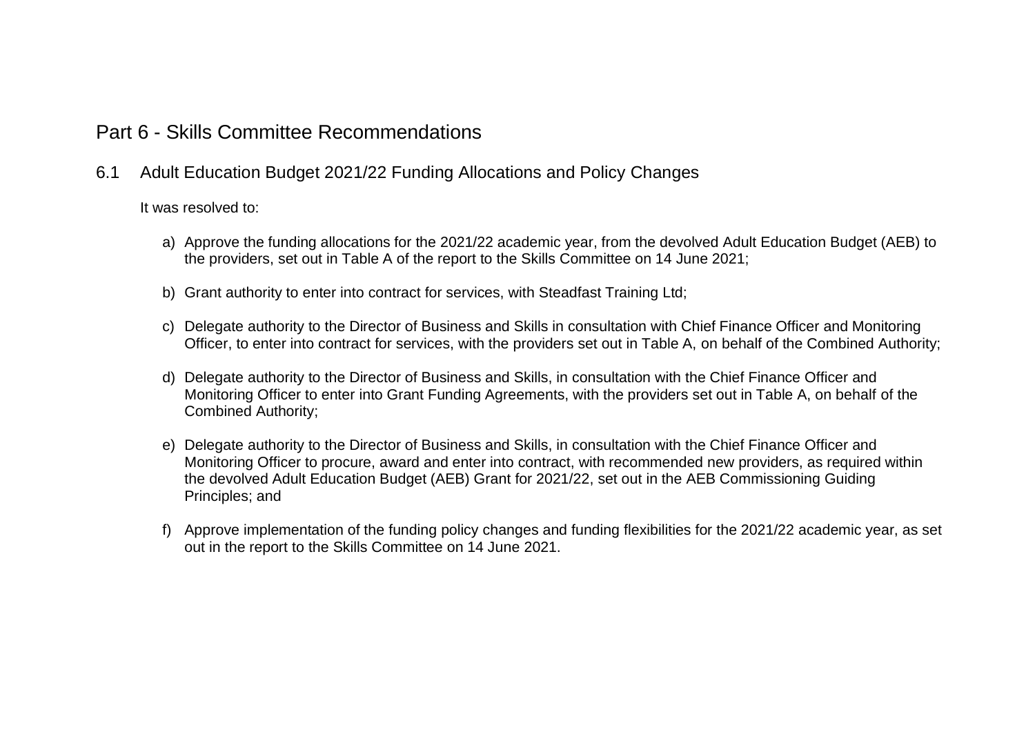# Part 6 - Skills Committee Recommendations

## 6.1 Adult Education Budget 2021/22 Funding Allocations and Policy Changes

It was resolved to:

a) Approve the funding allocations for the 2021/22 academic year, from the devolved Adult Education Budget (AEB) to the providers, set out in Table A of the report to the Skills Committee on 14 June 2021;

b) Grant authority to enter into contract for services, with Steadfast Training Ltd;

c) Delegate authority to the Director of Business and Skills in consultation with Chief Finance Officer and Monitoring Officer, to enter into contract for services, with the providers set out in Table A, on behalf of the Combined Authority;

d) Delegate authority to the Director of Business and Skills, in consultation with the Chief Finance Officer and Monitoring Officer to enter into Grant Funding Agreements, with the providers set out in Table A, on behalf of the Combined Authority;

e) Delegate authority to the Director of Business and Skills, in consultation with the Chief Finance Officer and Monitoring Officer to procure, award and enter into contract, with recommended new providers, as required within the devolved Adult Education Budget (AEB) Grant for 2021/22, set out in the AEB Commissioning Guiding Principles; and

f) Approve implementation of the funding policy changes and funding flexibilities for the 2021/22 academic year, as set out in the report to the Skills Committee on 14 June 2021.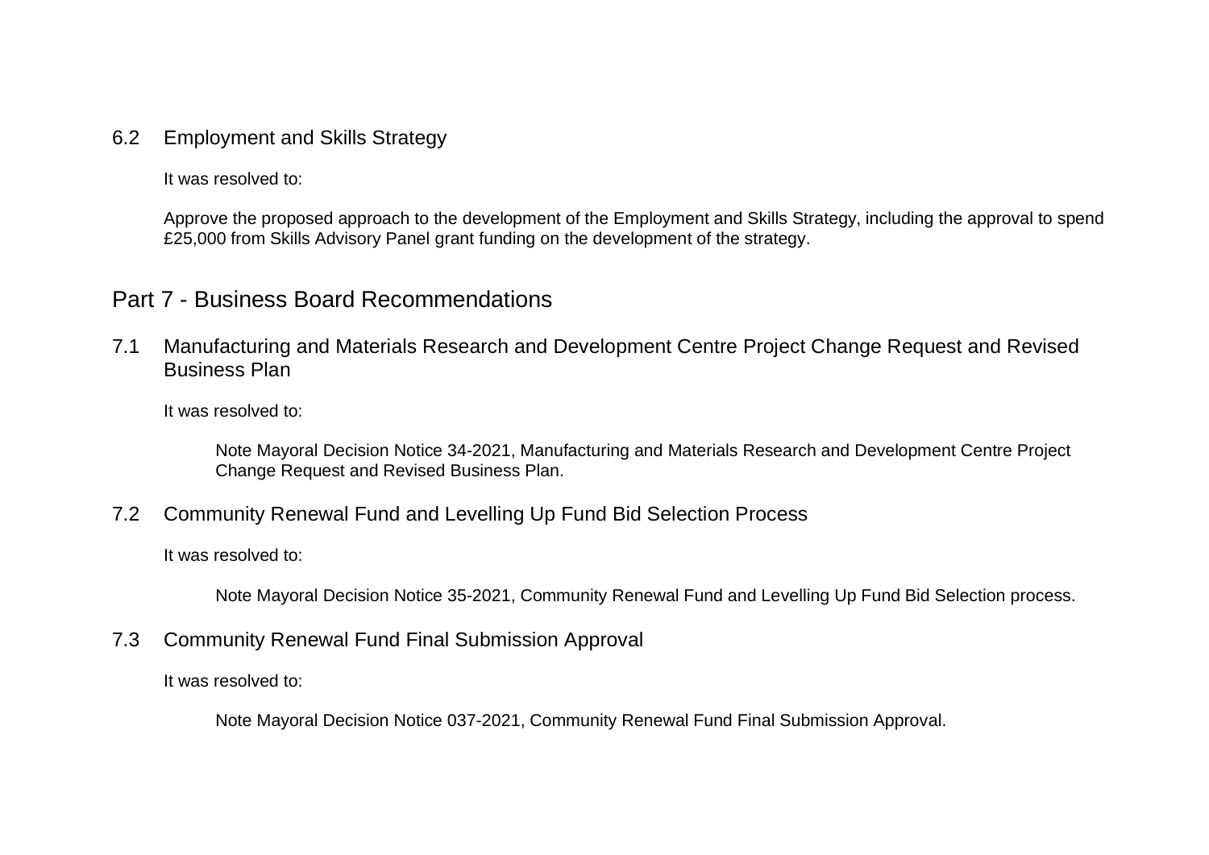### 6.2 Employment and Skills Strategy

It was resolved to:

Approve the proposed approach to the development of the Employment and Skills Strategy, including the approval to spend £25,000 from Skills Advisory Panel grant funding on the development of the strategy.

## Part 7 - Business Board Recommendations

### 7.1 Manufacturing and Materials Research and Development Centre Project Change Request and Revised Business Plan

It was resolved to:

Note Mayoral Decision Notice 34-2021, Manufacturing and Materials Research and Development Centre Project Change Request and Revised Business Plan.

### 7.2 Community Renewal Fund and Levelling Up Fund Bid Selection Process

It was resolved to:

Note Mayoral Decision Notice 35-2021, Community Renewal Fund and Levelling Up Fund Bid Selection process.

### 7.3 Community Renewal Fund Final Submission Approval

It was resolved to:

Note Mayoral Decision Notice 037-2021, Community Renewal Fund Final Submission Approval.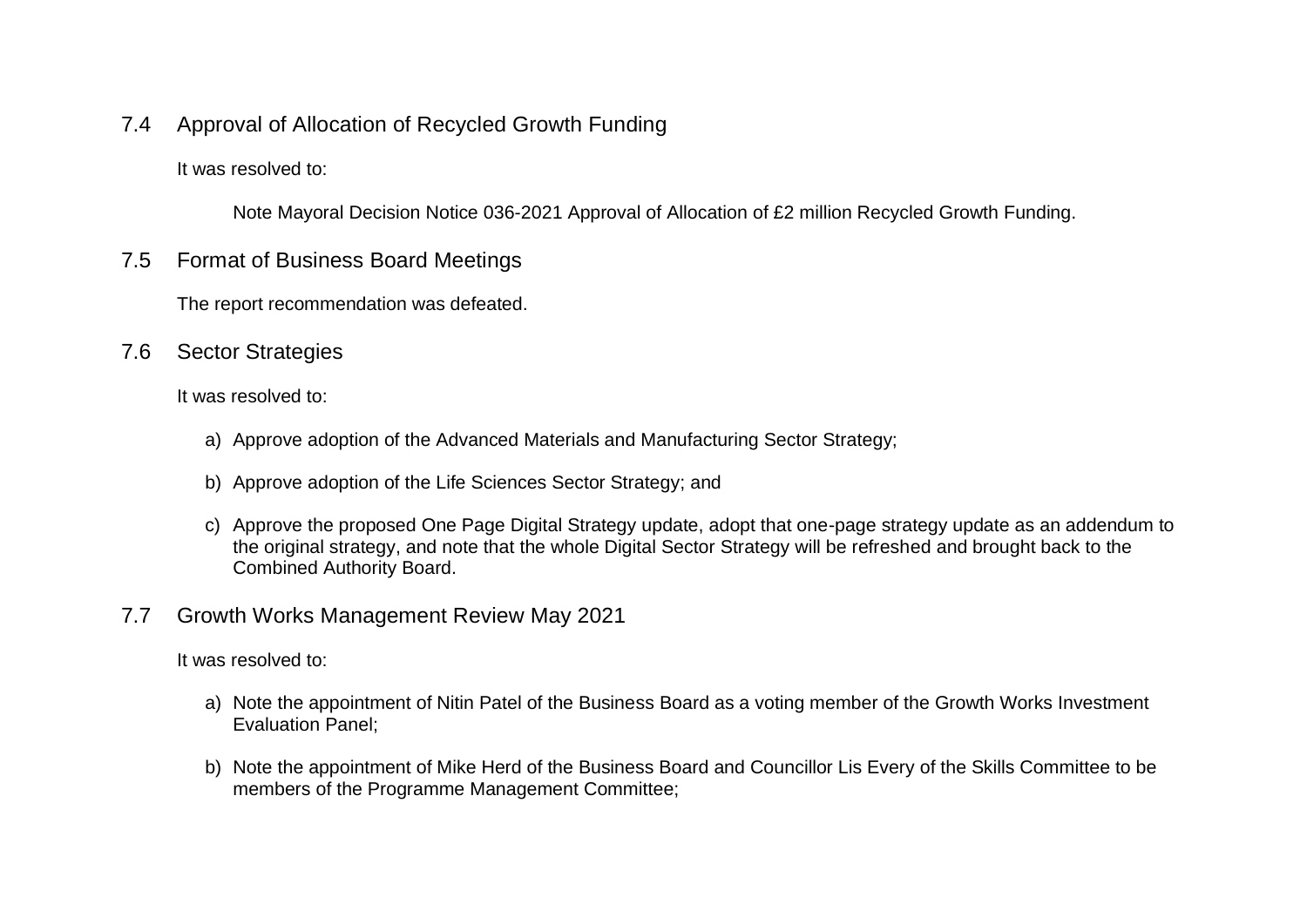## 7.4 Approval of Allocation of Recycled Growth Funding

It was resolved to:

Note Mayoral Decision Notice 036-2021 Approval of Allocation of £2 million Recycled Growth Funding.

## 7.5 Format of Business Board Meetings

The report recommendation was defeated.

## 7.6 Sector Strategies

It was resolved to:

a) Approve adoption of the Advanced Materials and Manufacturing Sector Strategy;

b) Approve adoption of the Life Sciences Sector Strategy; and

c) Approve the proposed One Page Digital Strategy update, adopt that one-page strategy update as an addendum to the original strategy, and note that the whole Digital Sector Strategy will be refreshed and brought back to the Combined Authority Board.

## 7.7 Growth Works Management Review May 2021

It was resolved to:

a) Note the appointment of Nitin Patel of the Business Board as a voting member of the Growth Works Investment Evaluation Panel;

b) Note the appointment of Mike Herd of the Business Board and Councillor Lis Every of the Skills Committee to be members of the Programme Management Committee;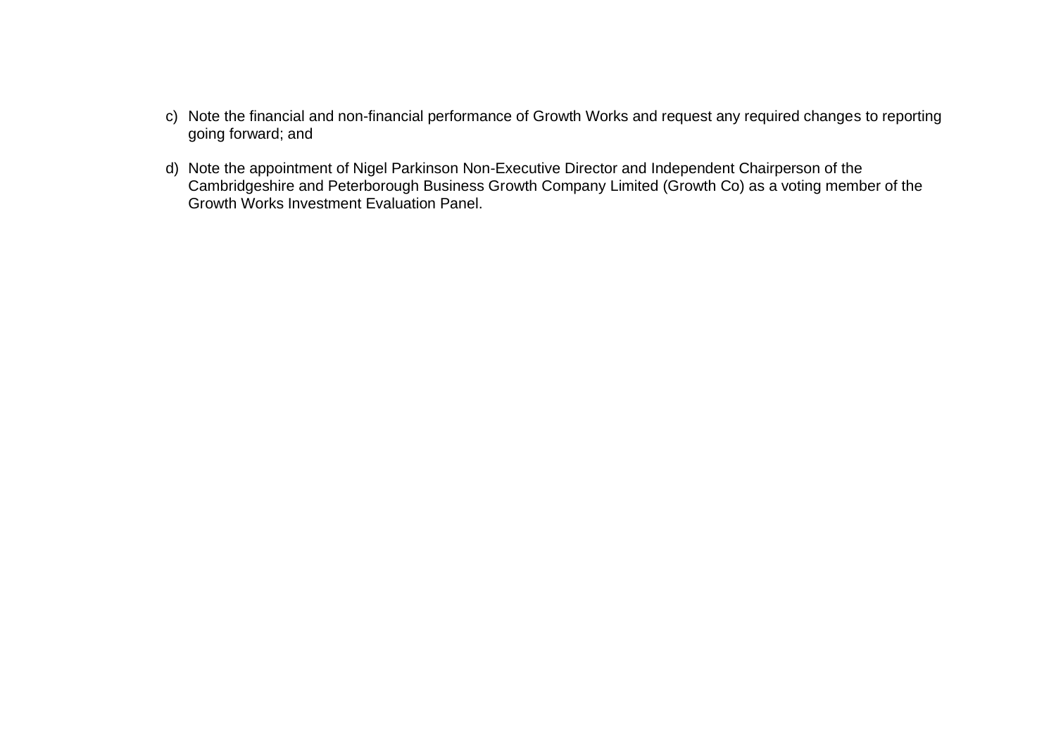c) Note the financial and non-financial performance of Growth Works and request any required changes to reporting going forward; and

d) Note the appointment of Nigel Parkinson Non-Executive Director and Independent Chairperson of the Cambridgeshire and Peterborough Business Growth Company Limited (Growth Co) as a voting member of the Growth Works Investment Evaluation Panel.